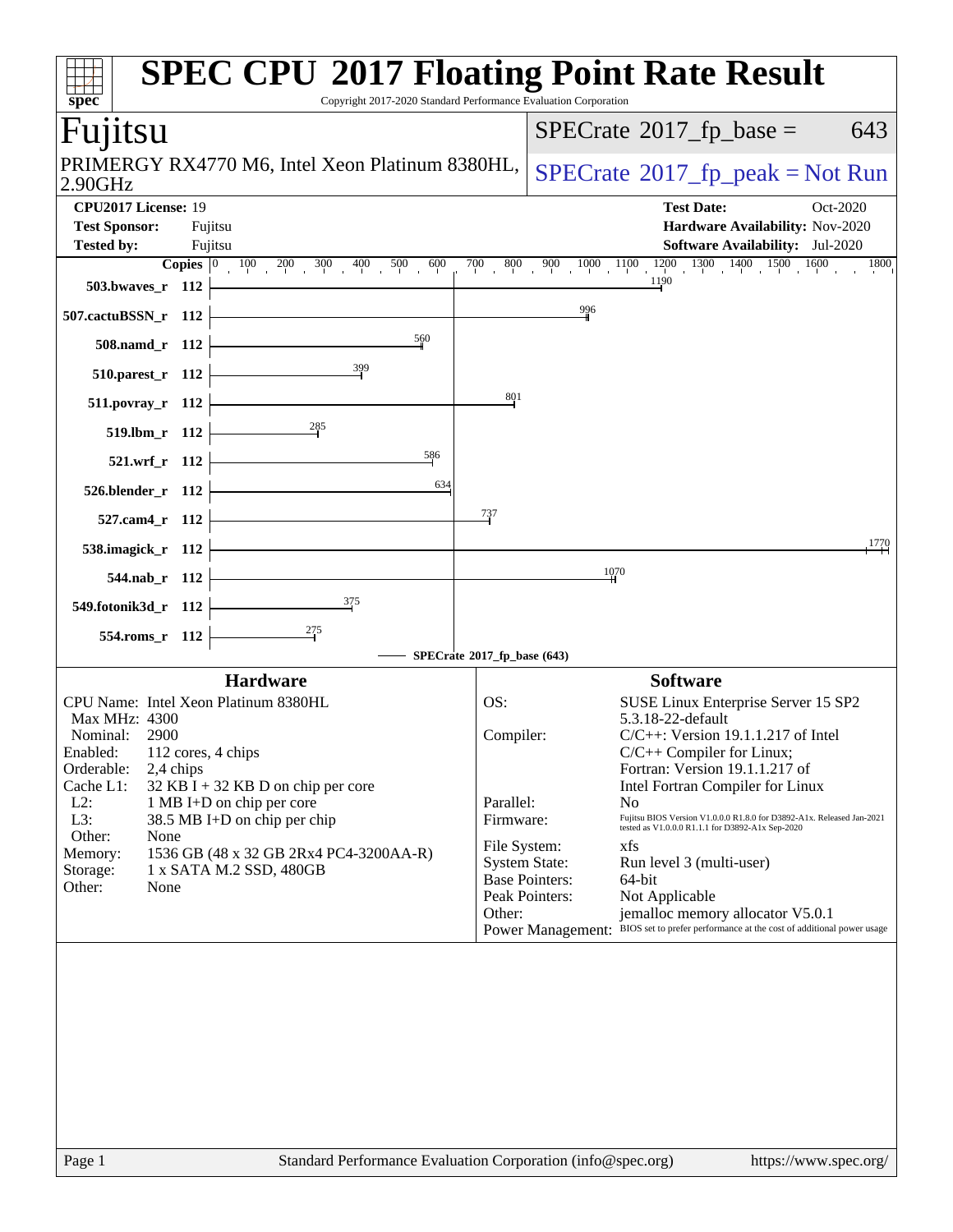# SPEC CPU 2017 Floating Point Rate Result

Copyright 2017-2020 Standard Performance Evaluation Corporation

## Fujitsu

PRIMERGY RX4770 M6, Intel Xeon Platinum 8380HL, 2.90GHz

SPECrate 2017_fp_base = 643

SPECrate 2017_fp_peak = Not Run

**CPU2017 License:** 19
**Test Sponsor:** Fujitsu
**Tested by:** Fujitsu

**Test Date:** Oct-2020
**Hardware Availability:** Nov-2020
**Software Availability:** Jul-2020

| Benchmark | Copies | SPECrate 2017_fp_base |
|---|---|---|
| 503.bwaves_r | 112 | 1190 |
| 507.cactuBSSN_r | 112 | 996 |
| 508.namd_r | 112 | 560 |
| 510.parest_r | 112 | 399 |
| 511.povray_r | 112 | 801 |
| 519.lbm_r | 112 | 285 |
| 521.wrf_r | 112 | 586 |
| 526.blender_r | 112 | 634 |
| 527.cam4_r | 112 | 737 |
| 538.imagick_r | 112 | 1770 |
| 544.nab_r | 112 | 1070 |
| 549.fotonik3d_r | 112 | 375 |
| 554.roms_r | 112 | 275 |

SPECrate 2017_fp_base (643)

### Hardware

| | |
|---|---|
| CPU Name: | Intel Xeon Platinum 8380HL |
| Max MHz: | 4300 |
| Nominal: | 2900 |
| Enabled: | 112 cores, 4 chips |
| Orderable: | 2,4 chips |
| Cache L1: | 32 KB I + 32 KB D on chip per core |
| L2: | 1 MB I+D on chip per core |
| L3: | 38.5 MB I+D on chip per chip |
| Other: | None |
| Memory: | 1536 GB (48 x 32 GB 2Rx4 PC4-3200AA-R) |
| Storage: | 1 x SATA M.2 SSD, 480GB |
| Other: | None |

### Software

| | |
|---|---|
| OS: | SUSE Linux Enterprise Server 15 SP2 5.3.18-22-default |
| Compiler: | C/C++: Version 19.1.1.217 of Intel C/C++ Compiler for Linux; Fortran: Version 19.1.1.217 of Intel Fortran Compiler for Linux |
| Parallel: | No |
| Firmware: | Fujitsu BIOS Version V1.0.0.0 R1.8.0 for D3892-A1x. Released Jan-2021 tested as V1.0.0.0 R1.1.1 for D3892-A1x Sep-2020 |
| File System: | xfs |
| System State: | Run level 3 (multi-user) |
| Base Pointers: | 64-bit |
| Peak Pointers: | Not Applicable |
| Other: | jemalloc memory allocator V5.0.1 |
| Power Management: | BIOS set to prefer performance at the cost of additional power usage |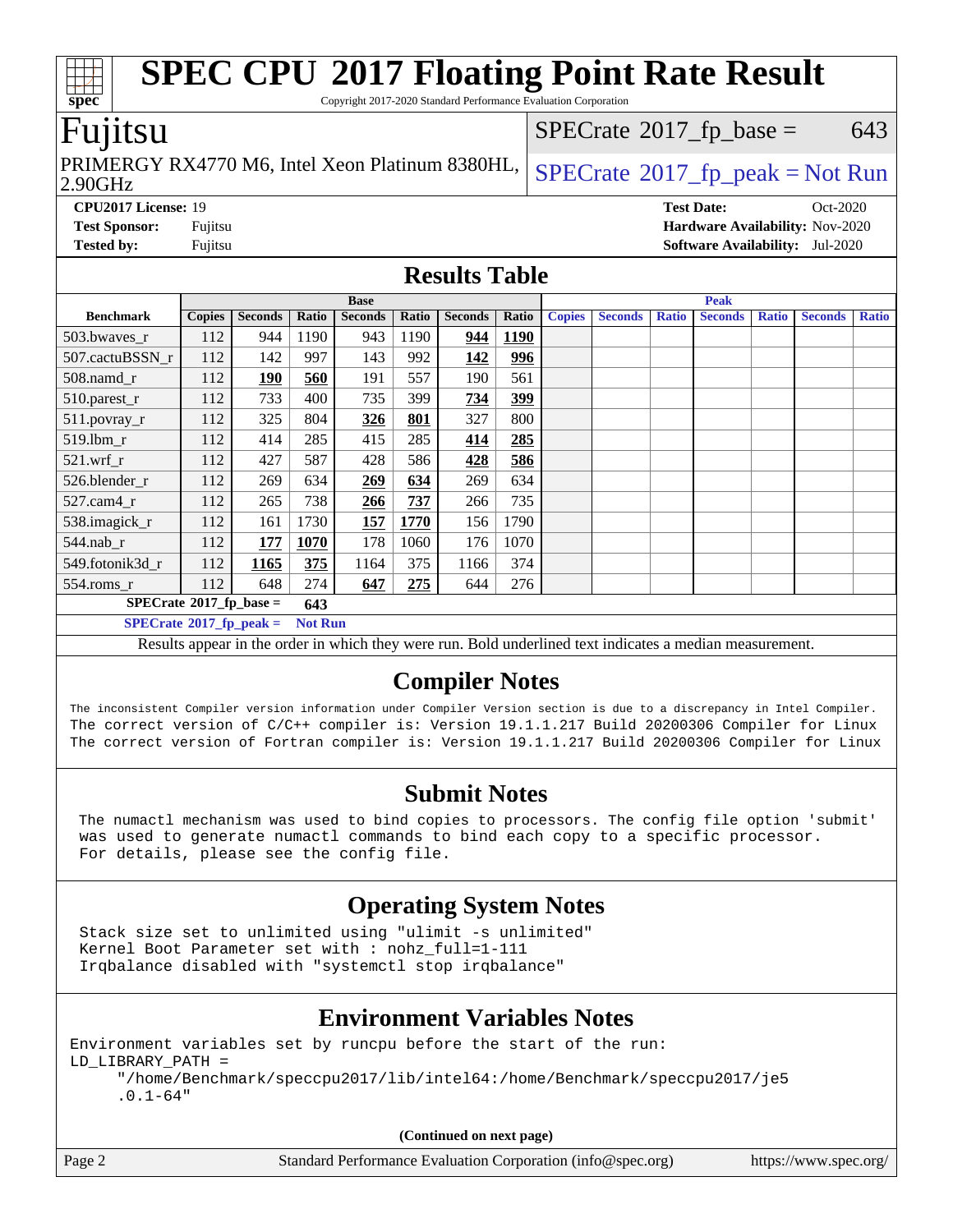# SPEC CPU 2017 Floating Point Rate Result

Copyright 2017-2020 Standard Performance Evaluation Corporation

## Fujitsu

PRIMERGY RX4770 M6, Intel Xeon Platinum 8380HL, 2.90GHz

SPECrate 2017_fp_base = 643

SPECrate 2017_fp_peak = Not Run

**CPU2017 License:** 19
**Test Sponsor:** Fujitsu
**Tested by:** Fujitsu

**Test Date:** Oct-2020
**Hardware Availability:** Nov-2020
**Software Availability:** Jul-2020

## Results Table

| | Base | | | | | | | Peak | | | | | | |
|---|---|---|---|---|---|---|---|---|---|---|---|---|---|---|
| **Benchmark** | **Copies** | **Seconds** | **Ratio** | **Seconds** | **Ratio** | **Seconds** | **Ratio** | **Copies** | **Seconds** | **Ratio** | **Seconds** | **Ratio** | **Seconds** | **Ratio** |
| 503.bwaves_r | 112 | 944 | 1190 | 943 | 1190 | **944** | **1190** | | | | | | | |
| 507.cactuBSSN_r | 112 | 142 | 997 | 143 | 992 | **142** | **996** | | | | | | | |
| 508.namd_r | 112 | **190** | **560** | 191 | 557 | 190 | 561 | | | | | | | |
| 510.parest_r | 112 | 733 | 400 | 735 | 399 | **734** | **399** | | | | | | | |
| 511.povray_r | 112 | 325 | 804 | **326** | **801** | 327 | 800 | | | | | | | |
| 519.lbm_r | 112 | 414 | 285 | 415 | 285 | **414** | **285** | | | | | | | |
| 521.wrf_r | 112 | 427 | 587 | 428 | 586 | **428** | **586** | | | | | | | |
| 526.blender_r | 112 | 269 | 634 | **269** | **634** | 269 | 634 | | | | | | | |
| 527.cam4_r | 112 | 265 | 738 | **266** | **737** | 266 | 735 | | | | | | | |
| 538.imagick_r | 112 | 161 | 1730 | **157** | **1770** | 156 | 1790 | | | | | | | |
| 544.nab_r | 112 | **177** | **1070** | 178 | 1060 | 176 | 1070 | | | | | | | |
| 549.fotonik3d_r | 112 | **1165** | **375** | 1164 | 375 | 1166 | 374 | | | | | | | |
| 554.roms_r | 112 | 648 | 274 | **647** | **275** | 644 | 276 | | | | | | | |

**SPECrate 2017_fp_base = 643**

**SPECrate 2017_fp_peak = Not Run**

Results appear in the order in which they were run. Bold underlined text indicates a median measurement.

## Compiler Notes

```
The inconsistent Compiler version information under Compiler Version section is due to a discrepancy in Intel Compiler.
The correct version of C/C++ compiler is: Version 19.1.1.217 Build 20200306 Compiler for Linux
The correct version of Fortran compiler is: Version 19.1.1.217 Build 20200306 Compiler for Linux
```

## Submit Notes

```
The numactl mechanism was used to bind copies to processors. The config file option 'submit'
was used to generate numactl commands to bind each copy to a specific processor.
For details, please see the config file.
```

## Operating System Notes

```
Stack size set to unlimited using "ulimit -s unlimited"
Kernel Boot Parameter set with : nohz_full=1-111
Irqbalance disabled with "systemctl stop irqbalance"
```

## Environment Variables Notes

```
Environment variables set by runcpu before the start of the run:
LD_LIBRARY_PATH =
     "/home/Benchmark/speccpu2017/lib/intel64:/home/Benchmark/speccpu2017/je5
     .0.1-64"
```

**(Continued on next page)**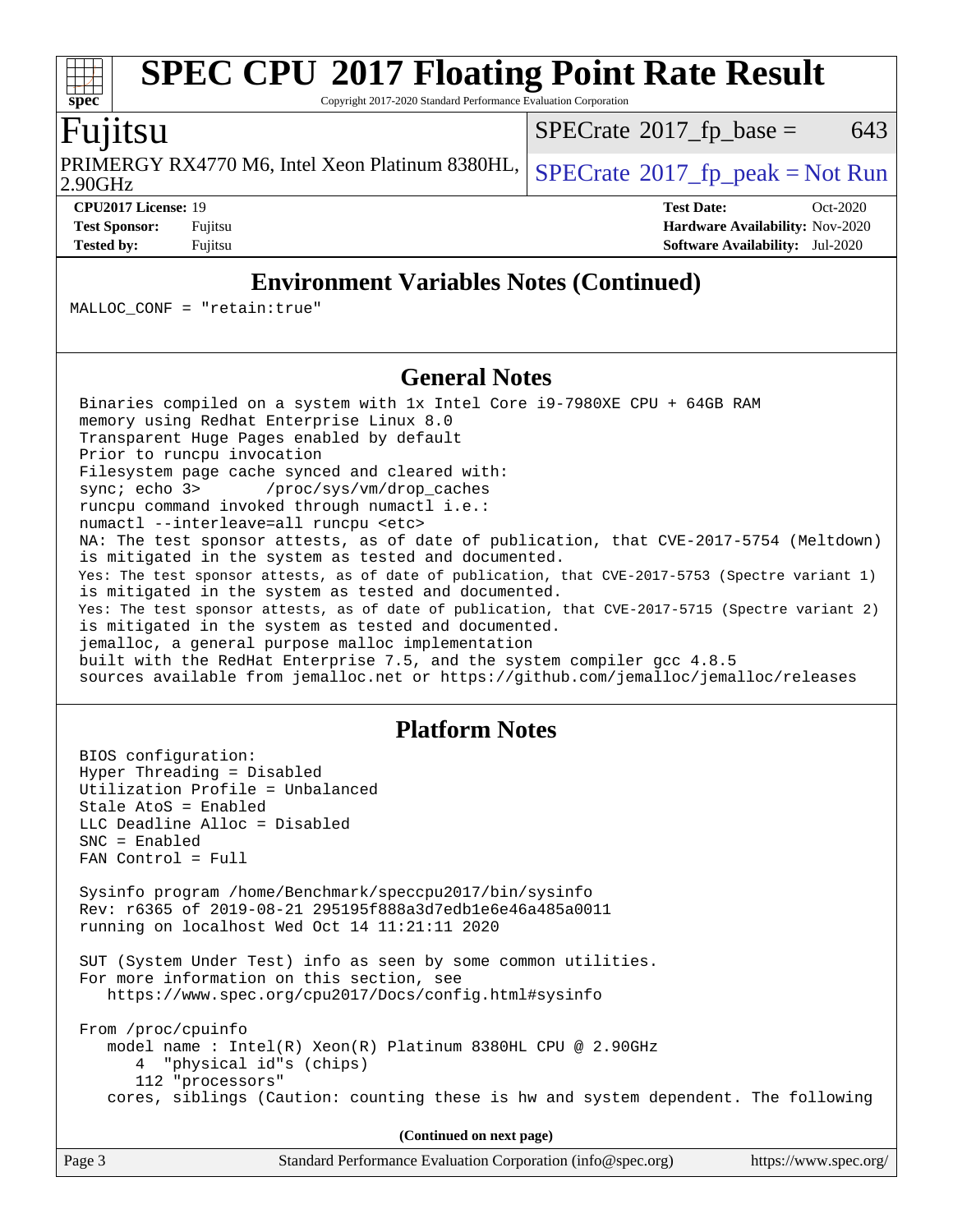## Environment Variables Notes (Continued)

```
MALLOC_CONF = "retain:true"
```

## General Notes

```
Binaries compiled on a system with 1x Intel Core i9-7980XE CPU + 64GB RAM
memory using Redhat Enterprise Linux 8.0
Transparent Huge Pages enabled by default
Prior to runcpu invocation
Filesystem page cache synced and cleared with:
sync; echo 3>       /proc/sys/vm/drop_caches
runcpu command invoked through numactl i.e.:
numactl --interleave=all runcpu <etc>
NA: The test sponsor attests, as of date of publication, that CVE-2017-5754 (Meltdown)
is mitigated in the system as tested and documented.
Yes: The test sponsor attests, as of date of publication, that CVE-2017-5753 (Spectre variant 1)
is mitigated in the system as tested and documented.
Yes: The test sponsor attests, as of date of publication, that CVE-2017-5715 (Spectre variant 2)
is mitigated in the system as tested and documented.
jemalloc, a general purpose malloc implementation
built with the RedHat Enterprise 7.5, and the system compiler gcc 4.8.5
sources available from jemalloc.net or https://github.com/jemalloc/jemalloc/releases
```

## Platform Notes

```
BIOS configuration:
Hyper Threading = Disabled
Utilization Profile = Unbalanced
Stale AtoS = Enabled
LLC Deadline Alloc = Disabled
SNC = Enabled
FAN Control = Full

Sysinfo program /home/Benchmark/speccpu2017/bin/sysinfo
Rev: r6365 of 2019-08-21 295195f888a3d7edb1e6e46a485a0011
running on localhost Wed Oct 14 11:21:11 2020

SUT (System Under Test) info as seen by some common utilities.
For more information on this section, see
   https://www.spec.org/cpu2017/Docs/config.html#sysinfo

From /proc/cpuinfo
   model name : Intel(R) Xeon(R) Platinum 8380HL CPU @ 2.90GHz
      4  "physical id"s (chips)
      112 "processors"
   cores, siblings (Caution: counting these is hw and system dependent. The following
```

(Continued on next page)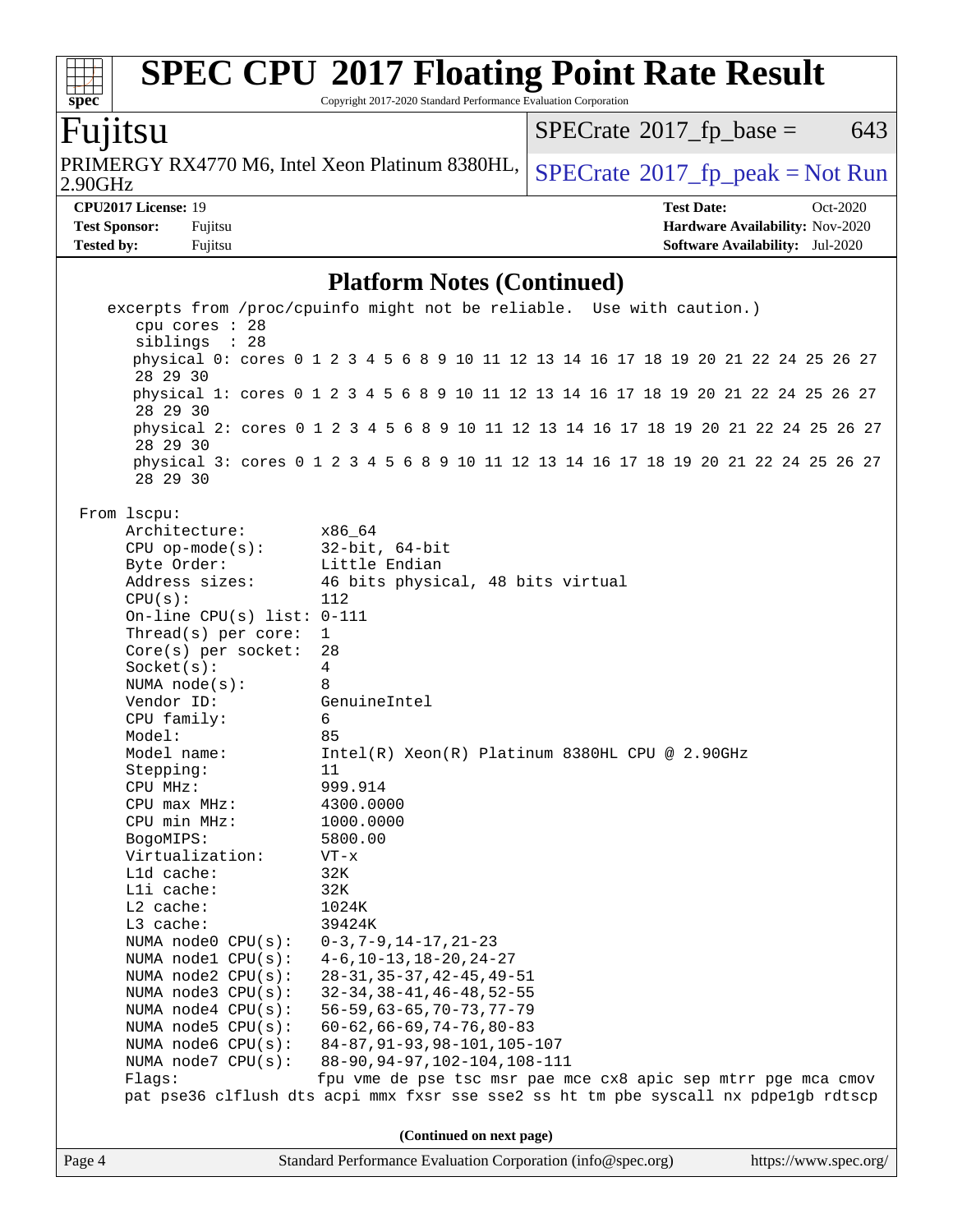# SPEC CPU 2017 Floating Point Rate Result

Copyright 2017-2020 Standard Performance Evaluation Corporation

**Fujitsu**

PRIMERGY RX4770 M6, Intel Xeon Platinum 8380HL, 2.90GHz

SPECrate 2017_fp_base = 643

SPECrate 2017_fp_peak = Not Run

**CPU2017 License:** 19
**Test Sponsor:** Fujitsu
**Tested by:** Fujitsu

**Test Date:** Oct-2020
**Hardware Availability:** Nov-2020
**Software Availability:** Jul-2020

## Platform Notes (Continued)

```
   excerpts from /proc/cpuinfo might not be reliable.  Use with caution.)
      cpu cores : 28
      siblings  : 28
      physical 0: cores 0 1 2 3 4 5 6 8 9 10 11 12 13 14 16 17 18 19 20 21 22 24 25 26 27
      28 29 30
      physical 1: cores 0 1 2 3 4 5 6 8 9 10 11 12 13 14 16 17 18 19 20 21 22 24 25 26 27
      28 29 30
      physical 2: cores 0 1 2 3 4 5 6 8 9 10 11 12 13 14 16 17 18 19 20 21 22 24 25 26 27
      28 29 30
      physical 3: cores 0 1 2 3 4 5 6 8 9 10 11 12 13 14 16 17 18 19 20 21 22 24 25 26 27
      28 29 30

 From lscpu:
      Architecture:          x86_64
      CPU op-mode(s):        32-bit, 64-bit
      Byte Order:            Little Endian
      Address sizes:         46 bits physical, 48 bits virtual
      CPU(s):                112
      On-line CPU(s) list:   0-111
      Thread(s) per core:    1
      Core(s) per socket:    28
      Socket(s):             4
      NUMA node(s):          8
      Vendor ID:             GenuineIntel
      CPU family:            6
      Model:                 85
      Model name:            Intel(R) Xeon(R) Platinum 8380HL CPU @ 2.90GHz
      Stepping:              11
      CPU MHz:               999.914
      CPU max MHz:           4300.0000
      CPU min MHz:           1000.0000
      BogoMIPS:              5800.00
      Virtualization:        VT-x
      L1d cache:             32K
      L1i cache:             32K
      L2 cache:              1024K
      L3 cache:              39424K
      NUMA node0 CPU(s):     0-3,7-9,14-17,21-23
      NUMA node1 CPU(s):     4-6,10-13,18-20,24-27
      NUMA node2 CPU(s):     28-31,35-37,42-45,49-51
      NUMA node3 CPU(s):     32-34,38-41,46-48,52-55
      NUMA node4 CPU(s):     56-59,63-65,70-73,77-79
      NUMA node5 CPU(s):     60-62,66-69,74-76,80-83
      NUMA node6 CPU(s):     84-87,91-93,98-101,105-107
      NUMA node7 CPU(s):     88-90,94-97,102-104,108-111
      Flags:                 fpu vme de pse tsc msr pae mce cx8 apic sep mtrr pge mca cmov
      pat pse36 clflush dts acpi mmx fxsr sse sse2 ss ht tm pbe syscall nx pdpe1gb rdtscp
```

(Continued on next page)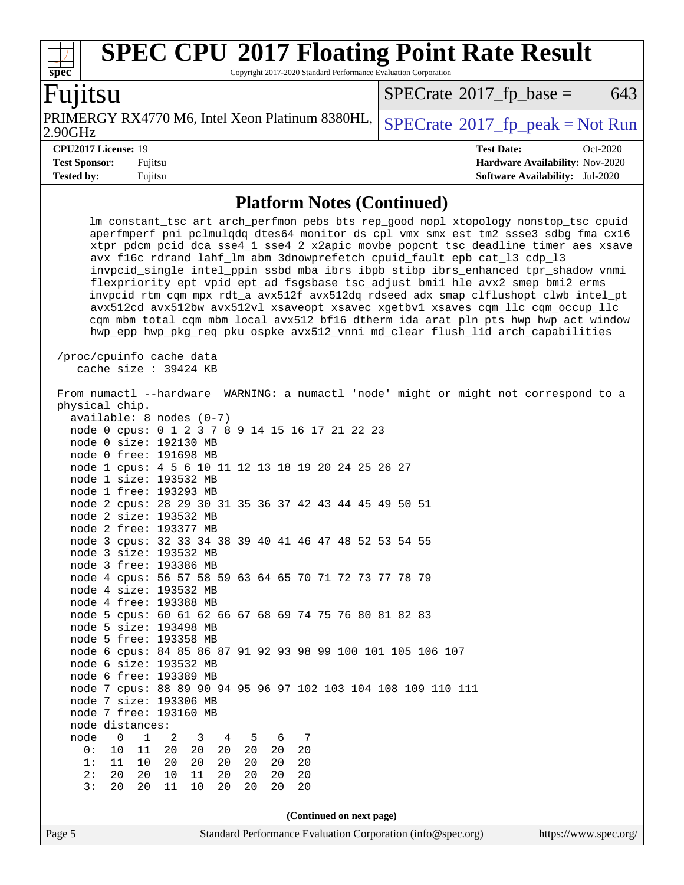## Platform Notes (Continued)

```
     lm constant_tsc art arch_perfmon pebs bts rep_good nopl xtopology nonstop_tsc cpuid
     aperfmperf pni pclmulqdq dtes64 monitor ds_cpl vmx smx est tm2 ssse3 sdbg fma cx16
     xtpr pdcm pcid dca sse4_1 sse4_2 x2apic movbe popcnt tsc_deadline_timer aes xsave
     avx f16c rdrand lahf_lm abm 3dnowprefetch cpuid_fault epb cat_l3 cdp_l3
     invpcid_single intel_ppin ssbd mba ibrs ibpb stibp ibrs_enhanced tpr_shadow vnmi
     flexpriority ept vpid ept_ad fsgsbase tsc_adjust bmi1 hle avx2 smep bmi2 erms
     invpcid rtm cqm mpx rdt_a avx512f avx512dq rdseed adx smap clflushopt clwb intel_pt
     avx512cd avx512bw avx512vl xsaveopt xsavec xgetbv1 xsaves cqm_llc cqm_occup_llc
     cqm_mbm_total cqm_mbm_local avx512_bf16 dtherm ida arat pln pts hwp hwp_act_window
     hwp_epp hwp_pkg_req pku ospke avx512_vnni md_clear flush_l1d arch_capabilities

 /proc/cpuinfo cache data
    cache size : 39424 KB

From numactl --hardware  WARNING: a numactl 'node' might or might not correspond to a
physical chip.
  available: 8 nodes (0-7)
  node 0 cpus: 0 1 2 3 7 8 9 14 15 16 17 21 22 23
  node 0 size: 192130 MB
  node 0 free: 191698 MB
  node 1 cpus: 4 5 6 10 11 12 13 18 19 20 24 25 26 27
  node 1 size: 193532 MB
  node 1 free: 193293 MB
  node 2 cpus: 28 29 30 31 35 36 37 42 43 44 45 49 50 51
  node 2 size: 193532 MB
  node 2 free: 193377 MB
  node 3 cpus: 32 33 34 38 39 40 41 46 47 48 52 53 54 55
  node 3 size: 193532 MB
  node 3 free: 193386 MB
  node 4 cpus: 56 57 58 59 63 64 65 70 71 72 73 77 78 79
  node 4 size: 193532 MB
  node 4 free: 193388 MB
  node 5 cpus: 60 61 62 66 67 68 69 74 75 76 80 81 82 83
  node 5 size: 193498 MB
  node 5 free: 193358 MB
  node 6 cpus: 84 85 86 87 91 92 93 98 99 100 101 105 106 107
  node 6 size: 193532 MB
  node 6 free: 193389 MB
  node 7 cpus: 88 89 90 94 95 96 97 102 103 104 108 109 110 111
  node 7 size: 193306 MB
  node 7 free: 193160 MB
  node distances:
  node   0   1   2   3   4   5   6   7
    0:  10  11  20  20  20  20  20  20
    1:  11  10  20  20  20  20  20  20
    2:  20  20  10  11  20  20  20  20
    3:  20  20  11  10  20  20  20  20
```

(Continued on next page)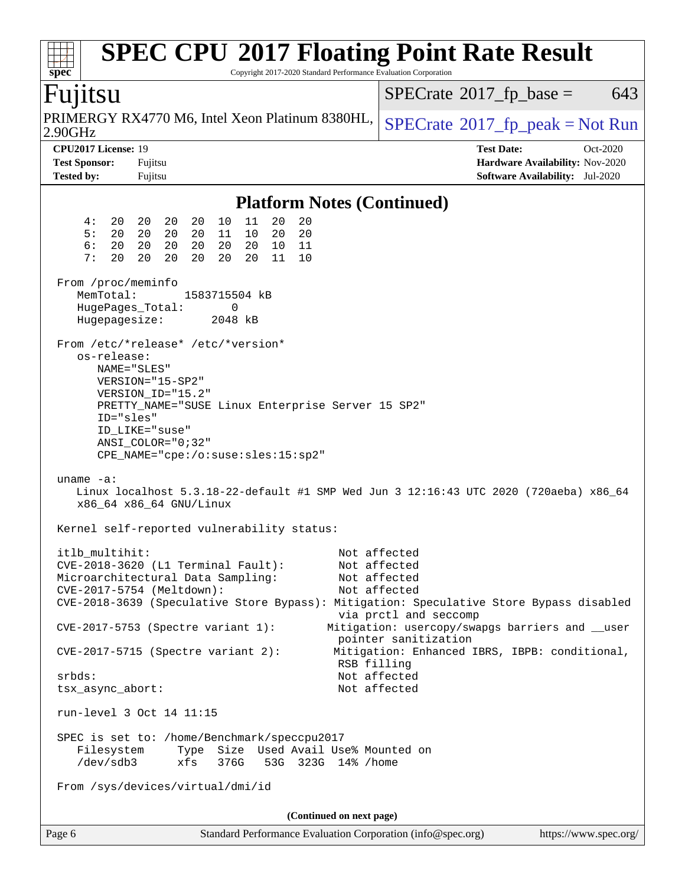# SPEC CPU 2017 Floating Point Rate Result

Copyright 2017-2020 Standard Performance Evaluation Corporation

**Fujitsu**

PRIMERGY RX4770 M6, Intel Xeon Platinum 8380HL, 2.90GHz

SPECrate 2017_fp_base = 643

SPECrate 2017_fp_peak = Not Run

**CPU2017 License:** 19
**Test Sponsor:** Fujitsu
**Tested by:** Fujitsu

**Test Date:** Oct-2020
**Hardware Availability:** Nov-2020
**Software Availability:** Jul-2020

## Platform Notes (Continued)

```
     4:  20  20  20  20  10  11  20  20
     5:  20  20  20  20  11  10  20  20
     6:  20  20  20  20  20  20  10  11
     7:  20  20  20  20  20  20  11  10

 From /proc/meminfo
    MemTotal:       1583715504 kB
    HugePages_Total:       0
    Hugepagesize:       2048 kB

 From /etc/*release* /etc/*version*
    os-release:
       NAME="SLES"
       VERSION="15-SP2"
       VERSION_ID="15.2"
       PRETTY_NAME="SUSE Linux Enterprise Server 15 SP2"
       ID="sles"
       ID_LIKE="suse"
       ANSI_COLOR="0;32"
       CPE_NAME="cpe:/o:suse:sles:15:sp2"

 uname -a:
    Linux localhost 5.3.18-22-default #1 SMP Wed Jun 3 12:16:43 UTC 2020 (720aeba) x86_64
    x86_64 x86_64 GNU/Linux

 Kernel self-reported vulnerability status:

 itlb_multihit:                                         Not affected
 CVE-2018-3620 (L1 Terminal Fault):                     Not affected
 Microarchitectural Data Sampling:                      Not affected
 CVE-2017-5754 (Meltdown):                              Not affected
 CVE-2018-3639 (Speculative Store Bypass): Mitigation: Speculative Store Bypass disabled
                                                        via prctl and seccomp
 CVE-2017-5753 (Spectre variant 1):                    Mitigation: usercopy/swapgs barriers and __user
                                                        pointer sanitization
 CVE-2017-5715 (Spectre variant 2):                    Mitigation: Enhanced IBRS, IBPB: conditional,
                                                        RSB filling
 srbds:                                                 Not affected
 tsx_async_abort:                                       Not affected

 run-level 3 Oct 14 11:15

 SPEC is set to: /home/Benchmark/speccpu2017
    Filesystem     Type  Size  Used Avail Use% Mounted on
    /dev/sdb3      xfs   376G   53G  323G  14% /home

 From /sys/devices/virtual/dmi/id
```

(Continued on next page)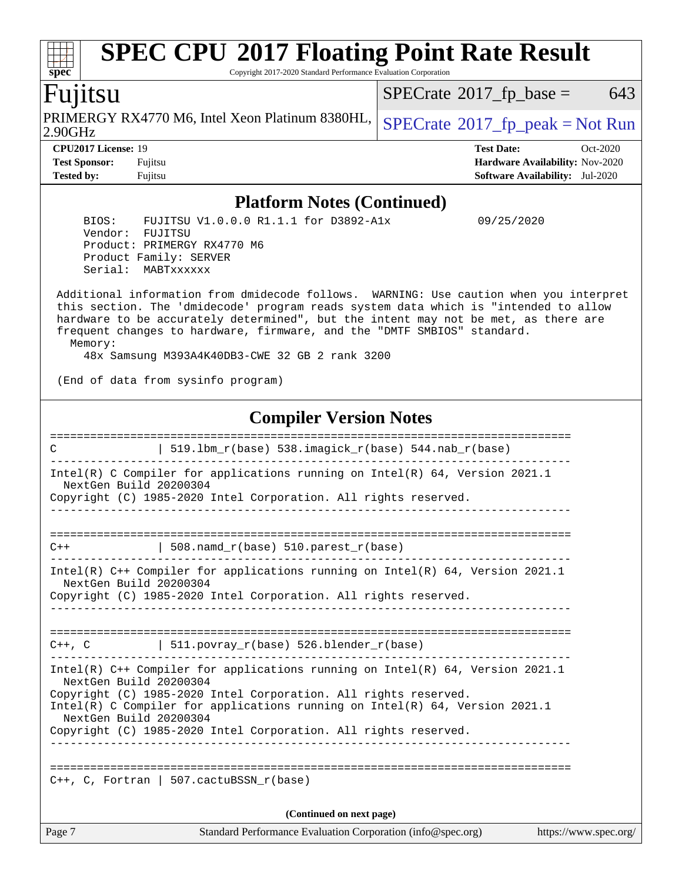# SPEC CPU 2017 Floating Point Rate Result

Copyright 2017-2020 Standard Performance Evaluation Corporation

## Fujitsu

PRIMERGY RX4770 M6, Intel Xeon Platinum 8380HL, 2.90GHz

SPECrate 2017_fp_base = 643

SPECrate 2017_fp_peak = Not Run

**CPU2017 License:** 19
**Test Sponsor:** Fujitsu
**Tested by:** Fujitsu

**Test Date:** Oct-2020
**Hardware Availability:** Nov-2020
**Software Availability:** Jul-2020

### Platform Notes (Continued)

```
   BIOS:    FUJITSU V1.0.0.0 R1.1.1 for D3892-A1x              09/25/2020
   Vendor:  FUJITSU
   Product: PRIMERGY RX4770 M6
   Product Family: SERVER
   Serial:  MABTxxxxxx

 Additional information from dmidecode follows.  WARNING: Use caution when you interpret
 this section. The 'dmidecode' program reads system data which is "intended to allow
 hardware to be accurately determined", but the intent may not be met, as there are
 frequent changes to hardware, firmware, and the "DMTF SMBIOS" standard.
   Memory:
     48x Samsung M393A4K40DB3-CWE 32 GB 2 rank 3200

 (End of data from sysinfo program)
```

### Compiler Version Notes

```
==============================================================================
C               | 519.lbm_r(base) 538.imagick_r(base) 544.nab_r(base)
------------------------------------------------------------------------------
Intel(R) C Compiler for applications running on Intel(R) 64, Version 2021.1
  NextGen Build 20200304
Copyright (C) 1985-2020 Intel Corporation. All rights reserved.
------------------------------------------------------------------------------

==============================================================================
C++             | 508.namd_r(base) 510.parest_r(base)
------------------------------------------------------------------------------
Intel(R) C++ Compiler for applications running on Intel(R) 64, Version 2021.1
  NextGen Build 20200304
Copyright (C) 1985-2020 Intel Corporation. All rights reserved.
------------------------------------------------------------------------------

==============================================================================
C++, C          | 511.povray_r(base) 526.blender_r(base)
------------------------------------------------------------------------------
Intel(R) C++ Compiler for applications running on Intel(R) 64, Version 2021.1
  NextGen Build 20200304
Copyright (C) 1985-2020 Intel Corporation. All rights reserved.
Intel(R) C Compiler for applications running on Intel(R) 64, Version 2021.1
  NextGen Build 20200304
Copyright (C) 1985-2020 Intel Corporation. All rights reserved.
------------------------------------------------------------------------------

==============================================================================
C++, C, Fortran | 507.cactuBSSN_r(base)
```

(Continued on next page)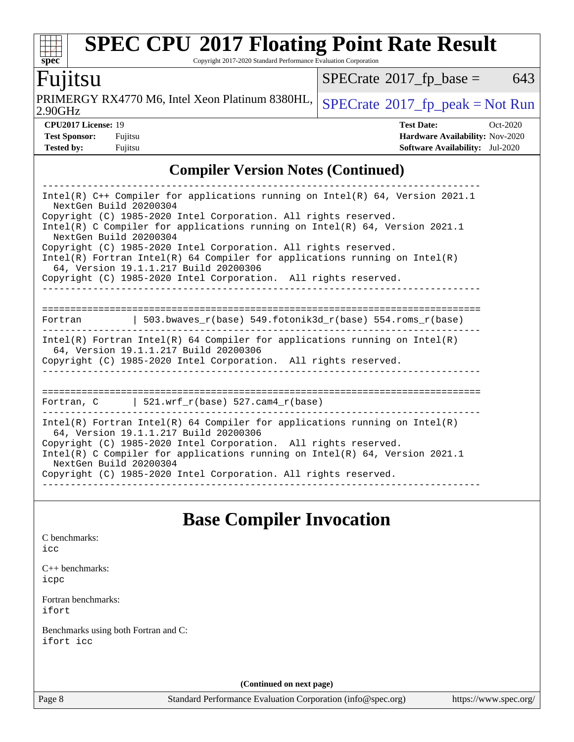## Compiler Version Notes (Continued)

```
------------------------------------------------------------------------------
Intel(R) C++ Compiler for applications running on Intel(R) 64, Version 2021.1
  NextGen Build 20200304
Copyright (C) 1985-2020 Intel Corporation. All rights reserved.
Intel(R) C Compiler for applications running on Intel(R) 64, Version 2021.1
  NextGen Build 20200304
Copyright (C) 1985-2020 Intel Corporation. All rights reserved.
Intel(R) Fortran Intel(R) 64 Compiler for applications running on Intel(R)
  64, Version 19.1.1.217 Build 20200306
Copyright (C) 1985-2020 Intel Corporation.  All rights reserved.
------------------------------------------------------------------------------

==============================================================================
Fortran         | 503.bwaves_r(base) 549.fotonik3d_r(base) 554.roms_r(base)
------------------------------------------------------------------------------
Intel(R) Fortran Intel(R) 64 Compiler for applications running on Intel(R)
  64, Version 19.1.1.217 Build 20200306
Copyright (C) 1985-2020 Intel Corporation.  All rights reserved.
------------------------------------------------------------------------------

==============================================================================
Fortran, C      | 521.wrf_r(base) 527.cam4_r(base)
------------------------------------------------------------------------------
Intel(R) Fortran Intel(R) 64 Compiler for applications running on Intel(R)
  64, Version 19.1.1.217 Build 20200306
Copyright (C) 1985-2020 Intel Corporation.  All rights reserved.
Intel(R) C Compiler for applications running on Intel(R) 64, Version 2021.1
  NextGen Build 20200304
Copyright (C) 1985-2020 Intel Corporation. All rights reserved.
------------------------------------------------------------------------------
```

## Base Compiler Invocation

C benchmarks:
icc

C++ benchmarks:
icpc

Fortran benchmarks:
ifort

Benchmarks using both Fortran and C:
ifort icc

**(Continued on next page)**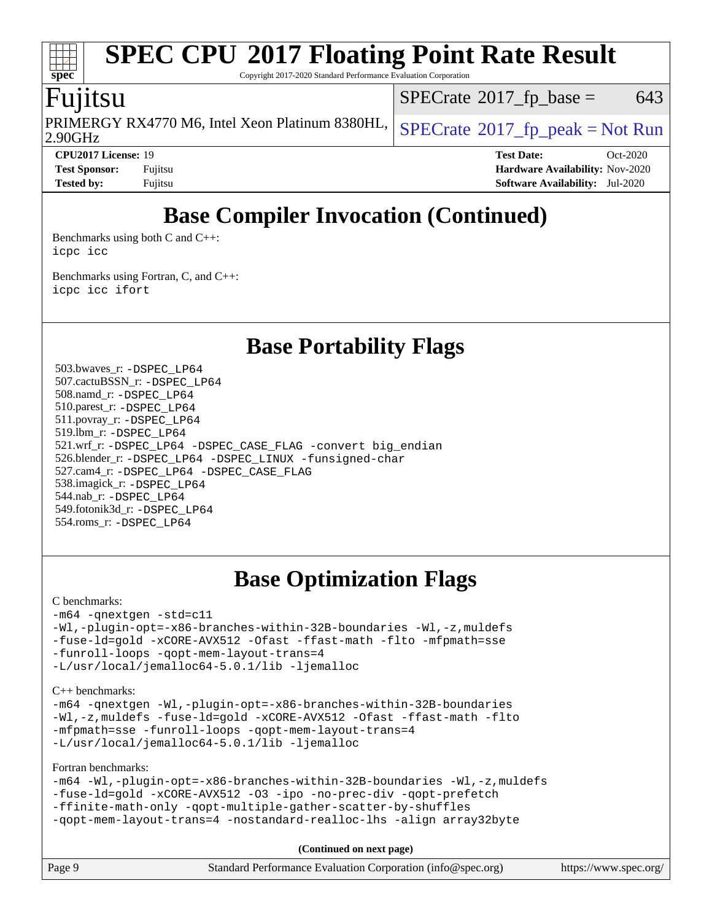# Base Compiler Invocation (Continued)

Benchmarks using both C and C++:
```
icpc icc
```

Benchmarks using Fortran, C, and C++:
```
icpc icc ifort
```

# Base Portability Flags

503.bwaves_r: `-DSPEC_LP64`
507.cactuBSSN_r: `-DSPEC_LP64`
508.namd_r: `-DSPEC_LP64`
510.parest_r: `-DSPEC_LP64`
511.povray_r: `-DSPEC_LP64`
519.lbm_r: `-DSPEC_LP64`
521.wrf_r: `-DSPEC_LP64 -DSPEC_CASE_FLAG -convert big_endian`
526.blender_r: `-DSPEC_LP64 -DSPEC_LINUX -funsigned-char`
527.cam4_r: `-DSPEC_LP64 -DSPEC_CASE_FLAG`
538.imagick_r: `-DSPEC_LP64`
544.nab_r: `-DSPEC_LP64`
549.fotonik3d_r: `-DSPEC_LP64`
554.roms_r: `-DSPEC_LP64`

# Base Optimization Flags

C benchmarks:
```
-m64 -qnextgen -std=c11
-Wl,-plugin-opt=-x86-branches-within-32B-boundaries -Wl,-z,muldefs
-fuse-ld=gold -xCORE-AVX512 -Ofast -ffast-math -flto -mfpmath=sse
-funroll-loops -qopt-mem-layout-trans=4
-L/usr/local/jemalloc64-5.0.1/lib -ljemalloc
```

C++ benchmarks:
```
-m64 -qnextgen -Wl,-plugin-opt=-x86-branches-within-32B-boundaries
-Wl,-z,muldefs -fuse-ld=gold -xCORE-AVX512 -Ofast -ffast-math -flto
-mfpmath=sse -funroll-loops -qopt-mem-layout-trans=4
-L/usr/local/jemalloc64-5.0.1/lib -ljemalloc
```

Fortran benchmarks:
```
-m64 -Wl,-plugin-opt=-x86-branches-within-32B-boundaries -Wl,-z,muldefs
-fuse-ld=gold -xCORE-AVX512 -O3 -ipo -no-prec-div -qopt-prefetch
-ffinite-math-only -qopt-multiple-gather-scatter-by-shuffles
-qopt-mem-layout-trans=4 -nostandard-realloc-lhs -align array32byte
```

**(Continued on next page)**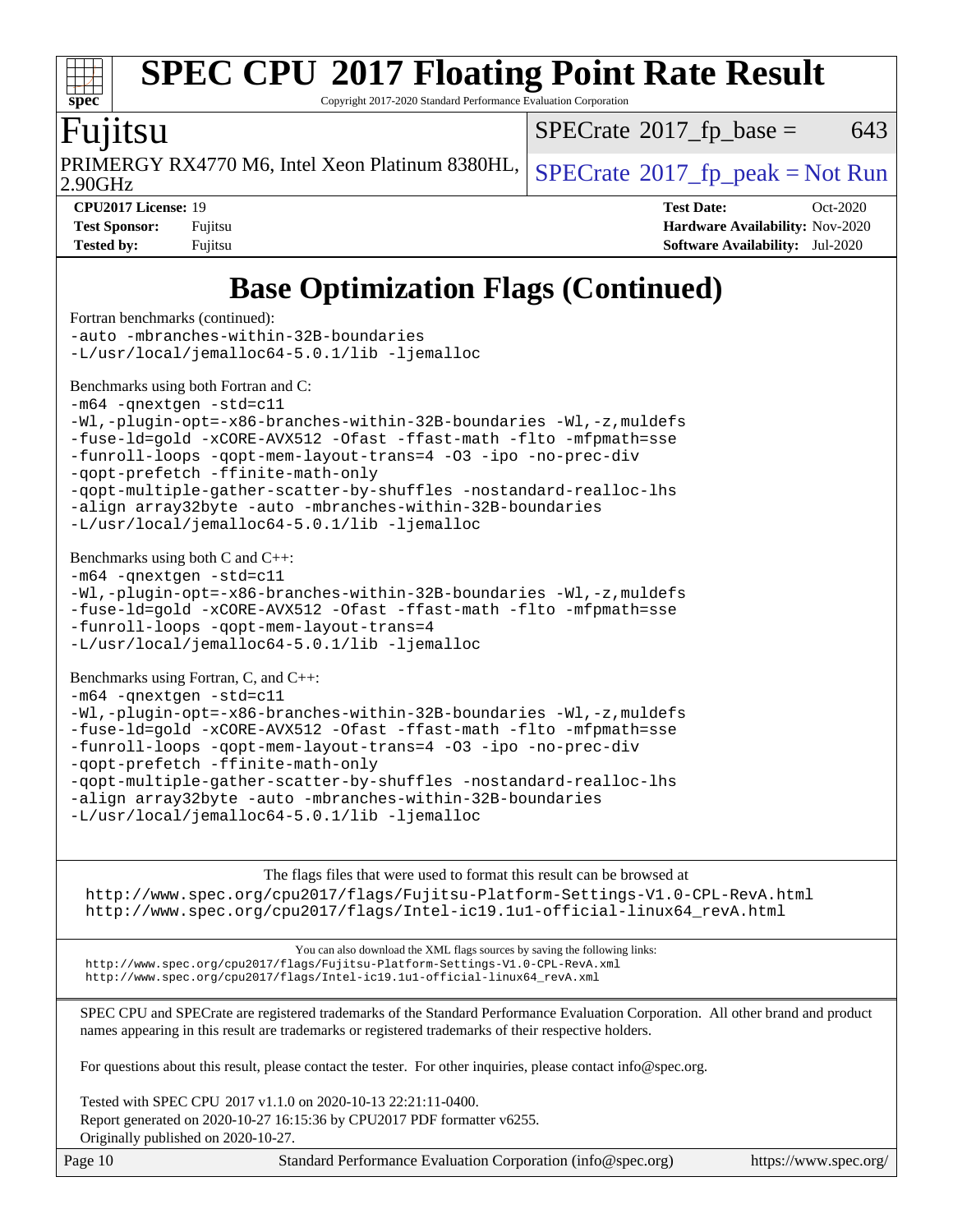# Base Optimization Flags (Continued)

Fortran benchmarks (continued):

```
-auto -mbranches-within-32B-boundaries
-L/usr/local/jemalloc64-5.0.1/lib -ljemalloc
```

Benchmarks using both Fortran and C:

```
-m64 -qnextgen -std=c11
-Wl,-plugin-opt=-x86-branches-within-32B-boundaries -Wl,-z,muldefs
-fuse-ld=gold -xCORE-AVX512 -Ofast -ffast-math -flto -mfpmath=sse
-funroll-loops -qopt-mem-layout-trans=4 -O3 -ipo -no-prec-div
-qopt-prefetch -ffinite-math-only
-qopt-multiple-gather-scatter-by-shuffles -nostandard-realloc-lhs
-align array32byte -auto -mbranches-within-32B-boundaries
-L/usr/local/jemalloc64-5.0.1/lib -ljemalloc
```

Benchmarks using both C and C++:

```
-m64 -qnextgen -std=c11
-Wl,-plugin-opt=-x86-branches-within-32B-boundaries -Wl,-z,muldefs
-fuse-ld=gold -xCORE-AVX512 -Ofast -ffast-math -flto -mfpmath=sse
-funroll-loops -qopt-mem-layout-trans=4
-L/usr/local/jemalloc64-5.0.1/lib -ljemalloc
```

Benchmarks using Fortran, C, and C++:

```
-m64 -qnextgen -std=c11
-Wl,-plugin-opt=-x86-branches-within-32B-boundaries -Wl,-z,muldefs
-fuse-ld=gold -xCORE-AVX512 -Ofast -ffast-math -flto -mfpmath=sse
-funroll-loops -qopt-mem-layout-trans=4 -O3 -ipo -no-prec-div
-qopt-prefetch -ffinite-math-only
-qopt-multiple-gather-scatter-by-shuffles -nostandard-realloc-lhs
-align array32byte -auto -mbranches-within-32B-boundaries
-L/usr/local/jemalloc64-5.0.1/lib -ljemalloc
```

The flags files that were used to format this result can be browsed at

http://www.spec.org/cpu2017/flags/Fujitsu-Platform-Settings-V1.0-CPL-RevA.html
http://www.spec.org/cpu2017/flags/Intel-ic19.1u1-official-linux64_revA.html

You can also download the XML flags sources by saving the following links:

http://www.spec.org/cpu2017/flags/Fujitsu-Platform-Settings-V1.0-CPL-RevA.xml
http://www.spec.org/cpu2017/flags/Intel-ic19.1u1-official-linux64_revA.xml

SPEC CPU and SPECrate are registered trademarks of the Standard Performance Evaluation Corporation. All other brand and product names appearing in this result are trademarks or registered trademarks of their respective holders.

For questions about this result, please contact the tester. For other inquiries, please contact info@spec.org.

Tested with SPEC CPU 2017 v1.1.0 on 2020-10-13 22:21:11-0400.
Report generated on 2020-10-27 16:15:36 by CPU2017 PDF formatter v6255.
Originally published on 2020-10-27.